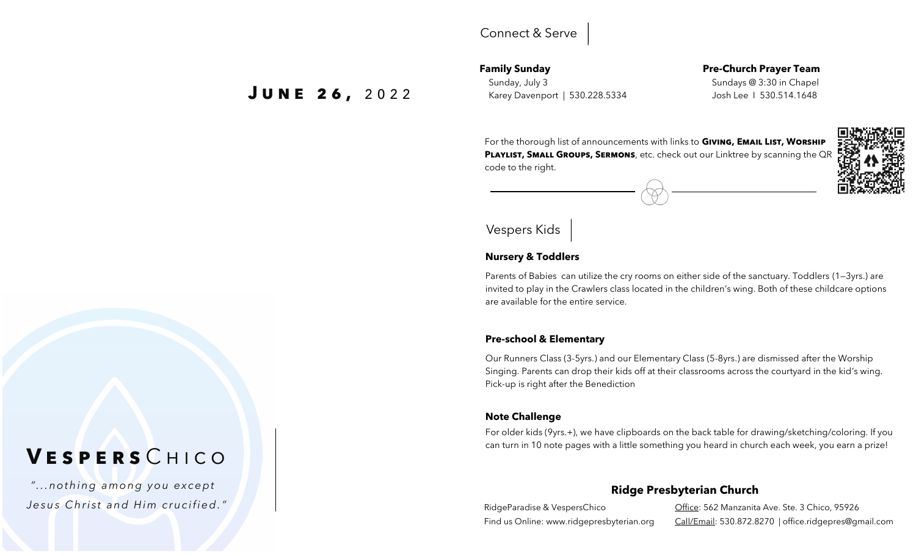# June 26, 2022

# Vespers Chico

*"...nothing among you except Jesus Christ and Him crucified."*

## Connect & Serve

**Family Sunday**
Sunday, July 3
Karey Davenport | 530.228.5334

**Pre-Church Prayer Team**
Sundays @ 3:30 in Chapel
Josh Lee I 530.514.1648

For the thorough list of announcements with links to **Giving, Email List, Worship Playlist, Small Groups, Sermons**, etc. check out our Linktree by scanning the QR code to the right.

## Vespers Kids

**Nursery & Toddlers**

Parents of Babies can utilize the cry rooms on either side of the sanctuary. Toddlers (1—3yrs.) are invited to play in the Crawlers class located in the children's wing. Both of these childcare options are available for the entire service.

**Pre-school & Elementary**

Our Runners Class (3-5yrs.) and our Elementary Class (5-8yrs.) are dismissed after the Worship Singing. Parents can drop their kids off at their classrooms across the courtyard in the kid's wing. Pick-up is right after the Benediction

**Note Challenge**

For older kids (9yrs.+), we have clipboards on the back table for drawing/sketching/coloring. If you can turn in 10 note pages with a little something you heard in church each week, you earn a prize!

**Ridge Presbyterian Church**

RidgeParadise & VespersChico
Find us Online: www.ridgepresbyterian.org

Office: 562 Manzanita Ave. Ste. 3 Chico, 95926
Call/Email: 530.872.8270 | office.ridgepres@gmail.com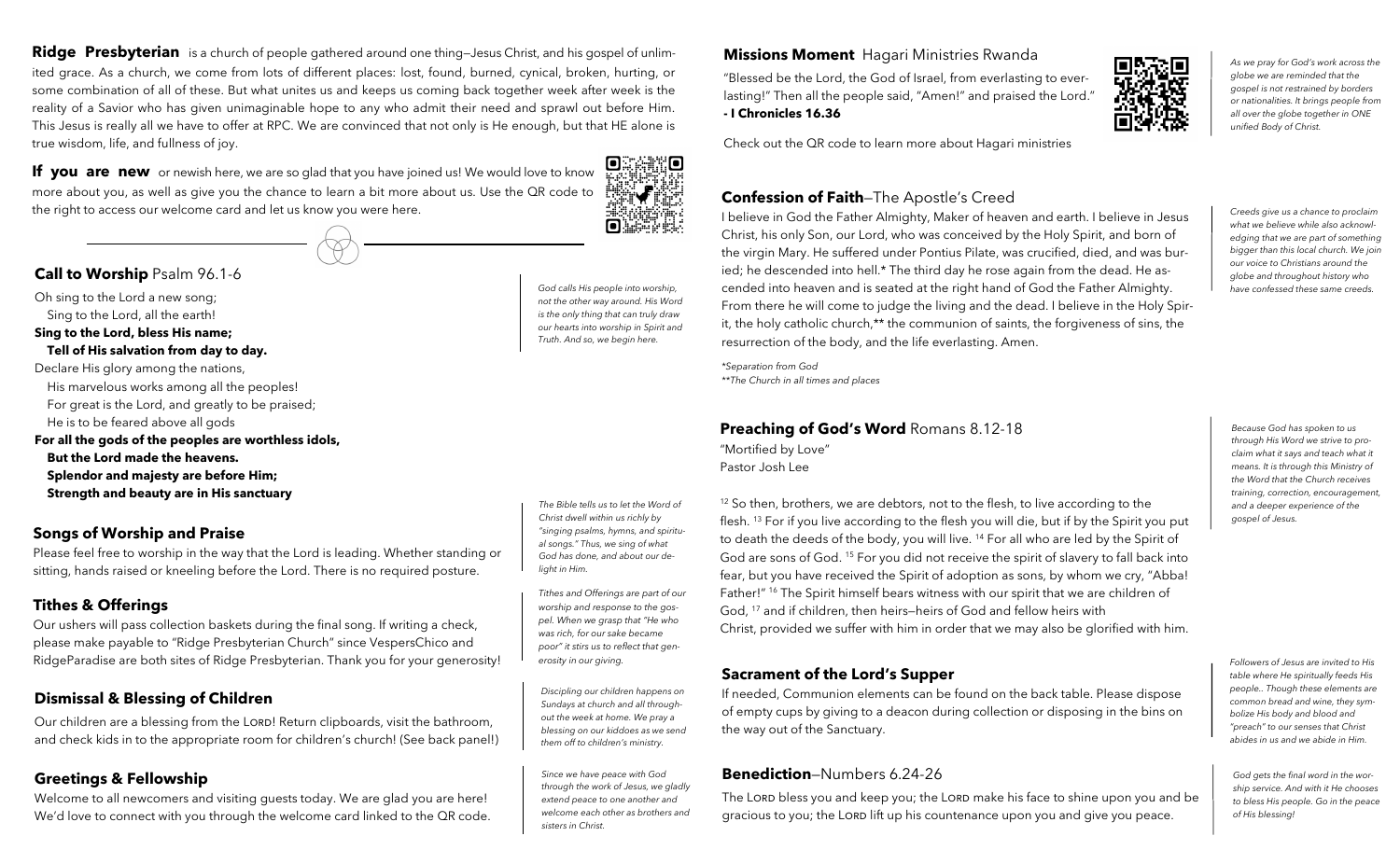**Ridge Presbyterian** is a church of people gathered around one thing—Jesus Christ, and his gospel of unlimited grace. As a church, we come from lots of different places: lost, found, burned, cynical, broken, hurting, or some combination of all of these. But what unites us and keeps us coming back together week after week is the reality of a Savior who has given unimaginable hope to any who admit their need and sprawl out before Him. This Jesus is really all we have to offer at RPC. We are convinced that not only is He enough, but that HE alone is true wisdom, life, and fullness of joy.

**If you are new** or newish here, we are so glad that you have joined us! We would love to know more about you, as well as give you the chance to learn a bit more about us. Use the QR code to the right to access our welcome card and let us know you were here.

## Call to Worship Psalm 96.1-6

*God calls His people into worship, not the other way around. His Word is the only thing that can truly draw our hearts into worship in Spirit and Truth. And so, we begin here.*

Oh sing to the Lord a new song;
Sing to the Lord, all the earth!
**Sing to the Lord, bless His name;**
**Tell of His salvation from day to day.**
Declare His glory among the nations,
His marvelous works among all the peoples!
For great is the Lord, and greatly to be praised;
He is to be feared above all gods
**For all the gods of the peoples are worthless idols,**
**But the Lord made the heavens.**
**Splendor and majesty are before Him;**
**Strength and beauty are in His sanctuary**

## Songs of Worship and Praise

*The Bible tells us to let the Word of Christ dwell within us richly by "singing psalms, hymns, and spiritual songs." Thus, we sing of what God has done, and about our delight in Him.*

Please feel free to worship in the way that the Lord is leading. Whether standing or sitting, hands raised or kneeling before the Lord. There is no required posture.

## Tithes & Offerings

*Tithes and Offerings are part of our worship and response to the gospel. When we grasp that "He who was rich, for our sake became poor" it stirs us to reflect that generosity in our giving.*

Our ushers will pass collection baskets during the final song. If writing a check, please make payable to "Ridge Presbyterian Church" since VespersChico and RidgeParadise are both sites of Ridge Presbyterian. Thank you for your generosity!

## Dismissal & Blessing of Children

*Discipling our children happens on Sundays at church and all throughout the week at home. We pray a blessing on our kiddoes as we send them off to children's ministry.*

Our children are a blessing from the LORD! Return clipboards, visit the bathroom, and check kids in to the appropriate room for children's church! (See back panel!)

## Greetings & Fellowship

*Since we have peace with God through the work of Jesus, we gladly extend peace to one another and welcome each other as brothers and sisters in Christ.*

Welcome to all newcomers and visiting guests today. We are glad you are here! We'd love to connect with you through the welcome card linked to the QR code.

## Missions Moment Hagari Ministries Rwanda

*As we pray for God's work across the globe we are reminded that the gospel is not restrained by borders or nationalities. It brings people from all over the globe together in ONE unified Body of Christ.*

"Blessed be the Lord, the God of Israel, from everlasting to everlasting!" Then all the people said, "Amen!" and praised the Lord."
**- I Chronicles 16.36**

Check out the QR code to learn more about Hagari ministries

## Confession of Faith—The Apostle's Creed

*Creeds give us a chance to proclaim what we believe while also acknowledging that we are part of something bigger than this local church. We join our voice to Christians around the globe and throughout history who have confessed these same creeds.*

I believe in God the Father Almighty, Maker of heaven and earth. I believe in Jesus Christ, his only Son, our Lord, who was conceived by the Holy Spirit, and born of the virgin Mary. He suffered under Pontius Pilate, was crucified, died, and was buried; he descended into hell.* The third day he rose again from the dead. He ascended into heaven and is seated at the right hand of God the Father Almighty. From there he will come to judge the living and the dead. I believe in the Holy Spirit, the holy catholic church,** the communion of saints, the forgiveness of sins, the resurrection of the body, and the life everlasting. Amen.

*\*Separation from God*
*\*\*The Church in all times and places*

## Preaching of God's Word Romans 8.12-18

*Because God has spoken to us through His Word we strive to proclaim what it says and teach what it means. It is through this Ministry of the Word that the Church receives training, correction, encouragement, and a deeper experience of the gospel of Jesus.*

"Mortified by Love"
Pastor Josh Lee

[12] So then, brothers, we are debtors, not to the flesh, to live according to the flesh. [13] For if you live according to the flesh you will die, but if by the Spirit you put to death the deeds of the body, you will live. [14] For all who are led by the Spirit of God are sons of God. [15] For you did not receive the spirit of slavery to fall back into fear, but you have received the Spirit of adoption as sons, by whom we cry, "Abba! Father!" [16] The Spirit himself bears witness with our spirit that we are children of God, [17] and if children, then heirs—heirs of God and fellow heirs with Christ, provided we suffer with him in order that we may also be glorified with him.

## Sacrament of the Lord's Supper

*Followers of Jesus are invited to His table where He spiritually feeds His people.. Though these elements are common bread and wine, they symbolize His body and blood and "preach" to our senses that Christ abides in us and we abide in Him.*

If needed, Communion elements can be found on the back table. Please dispose of empty cups by giving to a deacon during collection or disposing in the bins on the way out of the Sanctuary.

## Benediction—Numbers 6.24-26

*God gets the final word in the worship service. And with it He chooses to bless His people. Go in the peace of His blessing!*

The LORD bless you and keep you; the LORD make his face to shine upon you and be gracious to you; the LORD lift up his countenance upon you and give you peace.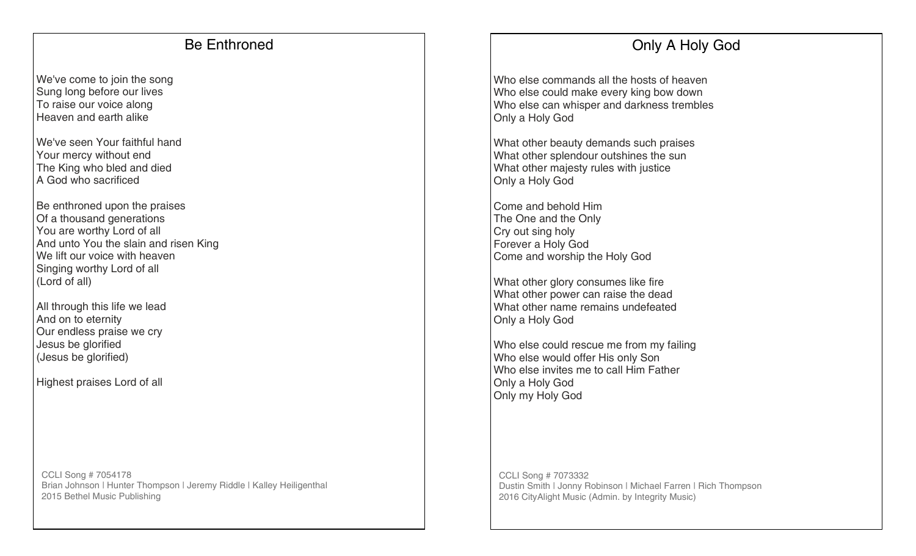# Be Enthroned

We've come to join the song
Sung long before our lives
To raise our voice along
Heaven and earth alike

We've seen Your faithful hand
Your mercy without end
The King who bled and died
A God who sacrificed

Be enthroned upon the praises
Of a thousand generations
You are worthy Lord of all
And unto You the slain and risen King
We lift our voice with heaven
Singing worthy Lord of all
(Lord of all)

All through this life we lead
And on to eternity
Our endless praise we cry
Jesus be glorified
(Jesus be glorified)

Highest praises Lord of all

CCLI Song # 7054178
Brian Johnson | Hunter Thompson | Jeremy Riddle | Kalley Heiligenthal
2015 Bethel Music Publishing

# Only A Holy God

Who else commands all the hosts of heaven
Who else could make every king bow down
Who else can whisper and darkness trembles
Only a Holy God

What other beauty demands such praises
What other splendour outshines the sun
What other majesty rules with justice
Only a Holy God

Come and behold Him
The One and the Only
Cry out sing holy
Forever a Holy God
Come and worship the Holy God

What other glory consumes like fire
What other power can raise the dead
What other name remains undefeated
Only a Holy God

Who else could rescue me from my failing
Who else would offer His only Son
Who else invites me to call Him Father
Only a Holy God
Only my Holy God

CCLI Song # 7073332
Dustin Smith | Jonny Robinson | Michael Farren | Rich Thompson
2016 CityAlight Music (Admin. by Integrity Music)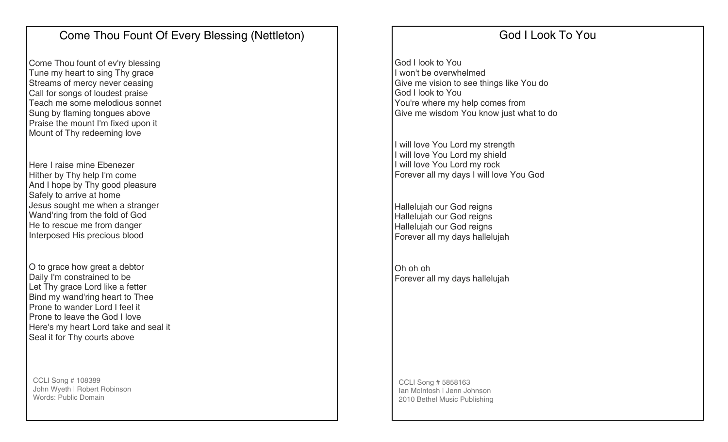## Come Thou Fount Of Every Blessing (Nettleton)

Come Thou fount of ev'ry blessing
Tune my heart to sing Thy grace
Streams of mercy never ceasing
Call for songs of loudest praise
Teach me some melodious sonnet
Sung by flaming tongues above
Praise the mount I'm fixed upon it
Mount of Thy redeeming love

Here I raise mine Ebenezer
Hither by Thy help I'm come
And I hope by Thy good pleasure
Safely to arrive at home
Jesus sought me when a stranger
Wand'ring from the fold of God
He to rescue me from danger
Interposed His precious blood

O to grace how great a debtor
Daily I'm constrained to be
Let Thy grace Lord like a fetter
Bind my wand'ring heart to Thee
Prone to wander Lord I feel it
Prone to leave the God I love
Here's my heart Lord take and seal it
Seal it for Thy courts above

CCLI Song # 108389
John Wyeth | Robert Robinson
Words: Public Domain

## God I Look To You

God I look to You
I won't be overwhelmed
Give me vision to see things like You do
God I look to You
You're where my help comes from
Give me wisdom You know just what to do

I will love You Lord my strength
I will love You Lord my shield
I will love You Lord my rock
Forever all my days I will love You God

Hallelujah our God reigns
Hallelujah our God reigns
Hallelujah our God reigns
Forever all my days hallelujah

Oh oh oh
Forever all my days hallelujah

CCLI Song # 5858163
Ian McIntosh | Jenn Johnson
2010 Bethel Music Publishing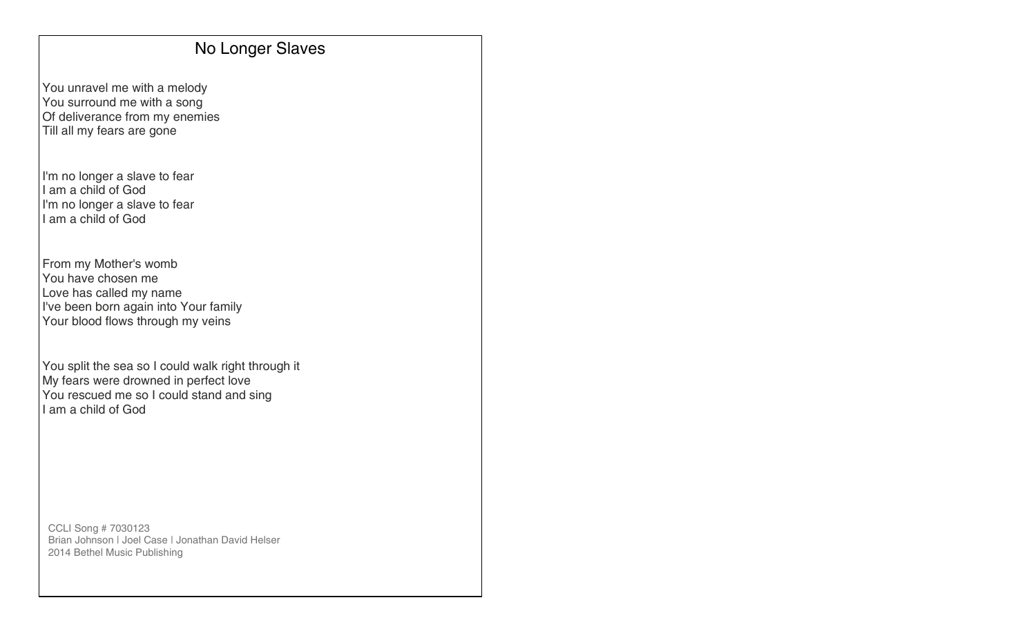# No Longer Slaves

You unravel me with a melody
You surround me with a song
Of deliverance from my enemies
Till all my fears are gone

I'm no longer a slave to fear
I am a child of God
I'm no longer a slave to fear
I am a child of God

From my Mother's womb
You have chosen me
Love has called my name
I've been born again into Your family
Your blood flows through my veins

You split the sea so I could walk right through it
My fears were drowned in perfect love
You rescued me so I could stand and sing
I am a child of God

CCLI Song # 7030123
Brian Johnson | Joel Case | Jonathan David Helser
2014 Bethel Music Publishing